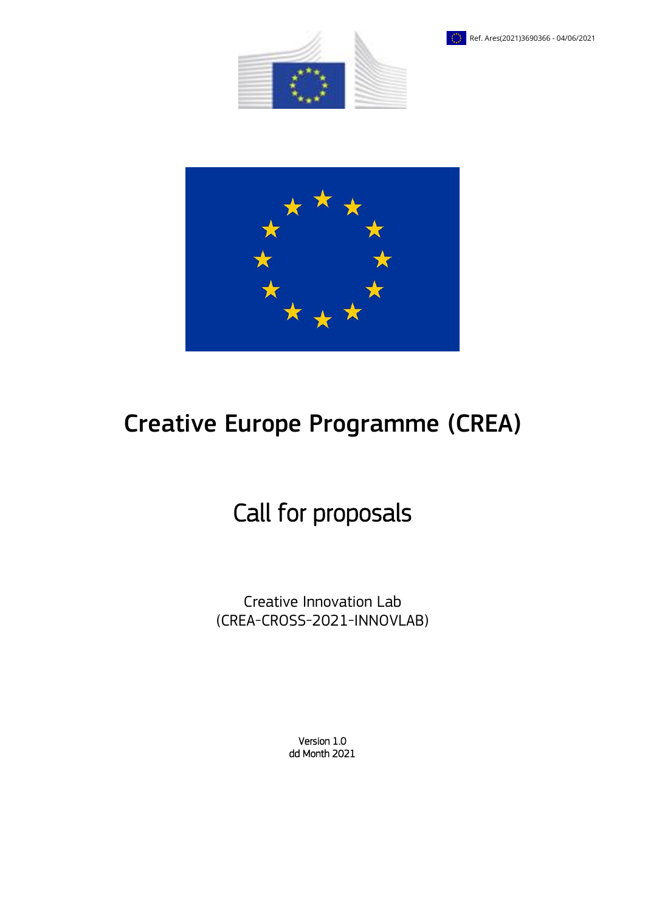Ref. Ares(2021)3690366 - 04/06/2021

# Creative Europe Programme (CREA)

## Call for proposals

Creative Innovation Lab
(CREA-CROSS-2021-INNOVLAB)

Version 1.0
dd Month 2021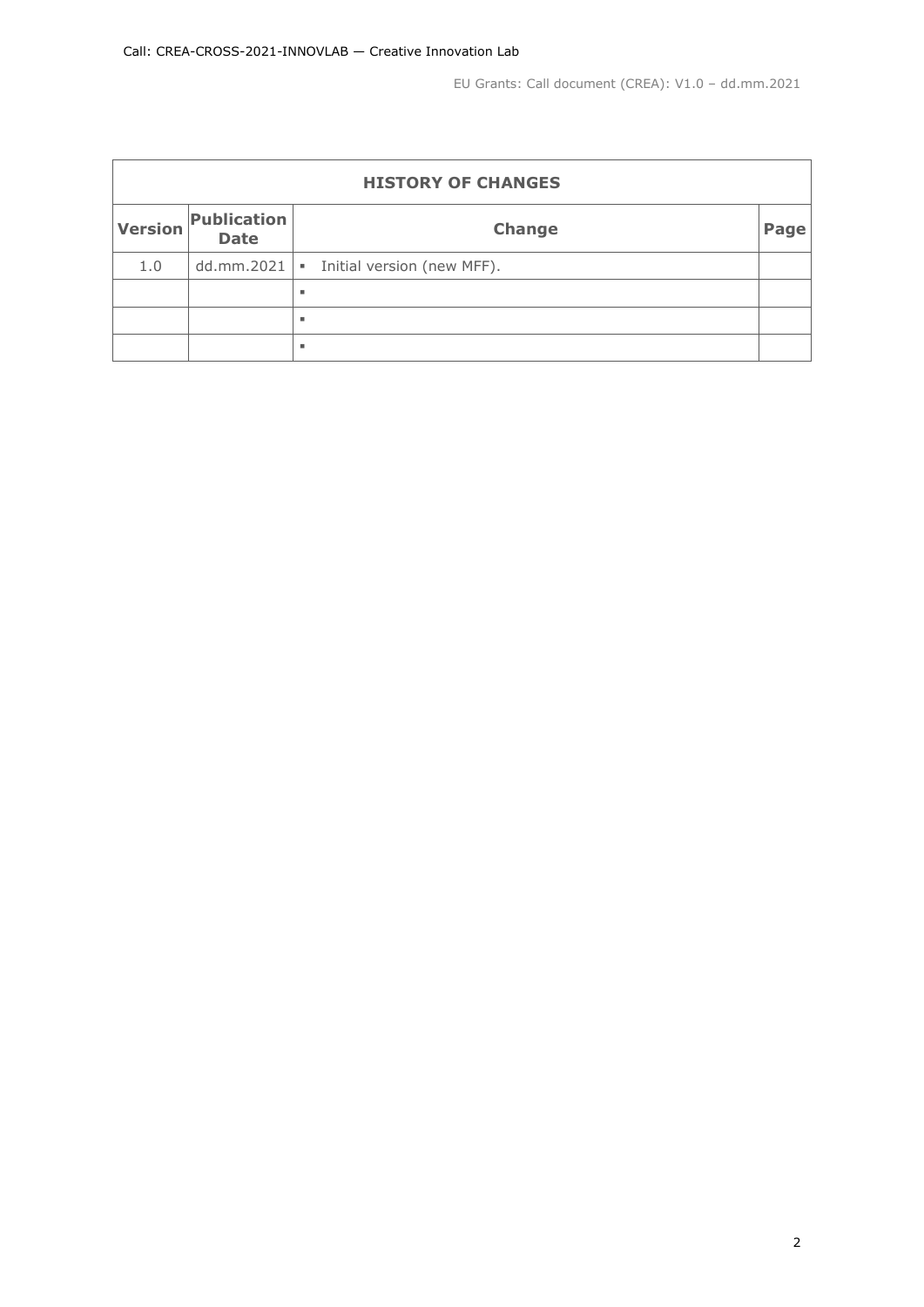| HISTORY OF CHANGES | | | |
|---|---|---|---|
| **Version** | **Publication Date** | **Change** | **Page** |
| 1.0 | dd.mm.2021 | ▪ Initial version (new MFF). | |
| | | ▪ | |
| | | ▪ | |
| | | ▪ | |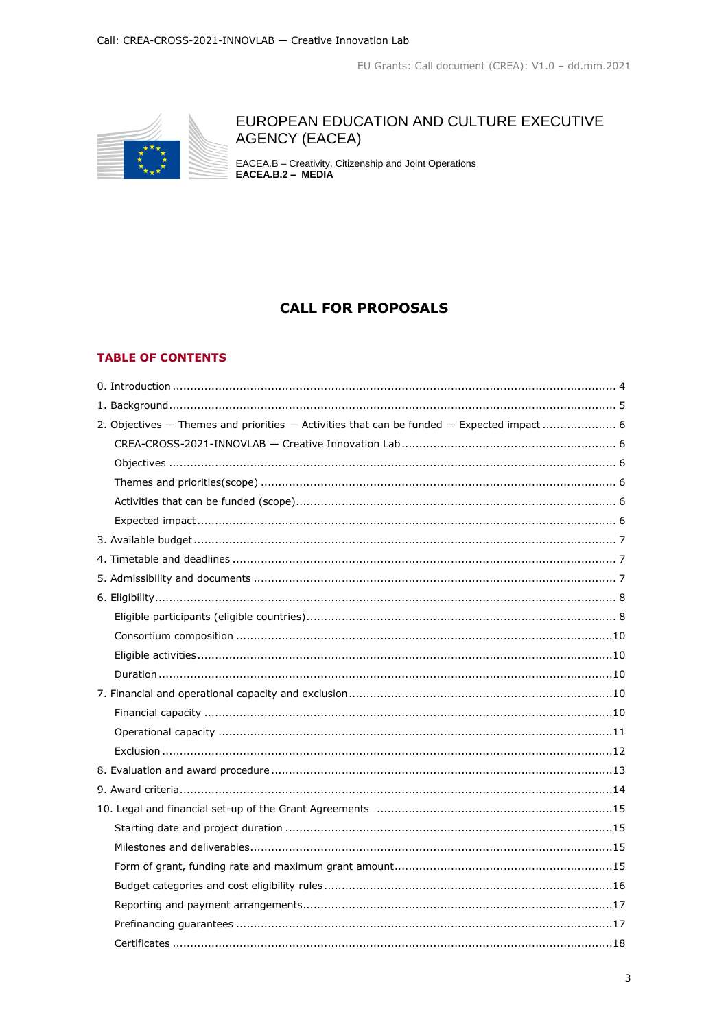EUROPEAN EDUCATION AND CULTURE EXECUTIVE AGENCY (EACEA)

EACEA.B – Creativity, Citizenship and Joint Operations
**EACEA.B.2 – MEDIA**

# CALL FOR PROPOSALS

## TABLE OF CONTENTS

0. Introduction ..... 4
1. Background ..... 5
2. Objectives — Themes and priorities — Activities that can be funded — Expected impact ..... 6
   - CREA-CROSS-2021-INNOVLAB — Creative Innovation Lab ..... 6
   - Objectives ..... 6
   - Themes and priorities(scope) ..... 6
   - Activities that can be funded (scope) ..... 6
   - Expected impact ..... 6
3. Available budget ..... 7
4. Timetable and deadlines ..... 7
5. Admissibility and documents ..... 7
6. Eligibility ..... 8
   - Eligible participants (eligible countries) ..... 8
   - Consortium composition ..... 10
   - Eligible activities ..... 10
   - Duration ..... 10
7. Financial and operational capacity and exclusion ..... 10
   - Financial capacity ..... 10
   - Operational capacity ..... 11
   - Exclusion ..... 12
8. Evaluation and award procedure ..... 13
9. Award criteria ..... 14
10. Legal and financial set-up of the Grant Agreements ..... 15
    - Starting date and project duration ..... 15
    - Milestones and deliverables ..... 15
    - Form of grant, funding rate and maximum grant amount ..... 15
    - Budget categories and cost eligibility rules ..... 16
    - Reporting and payment arrangements ..... 17
    - Prefinancing guarantees ..... 17
    - Certificates ..... 18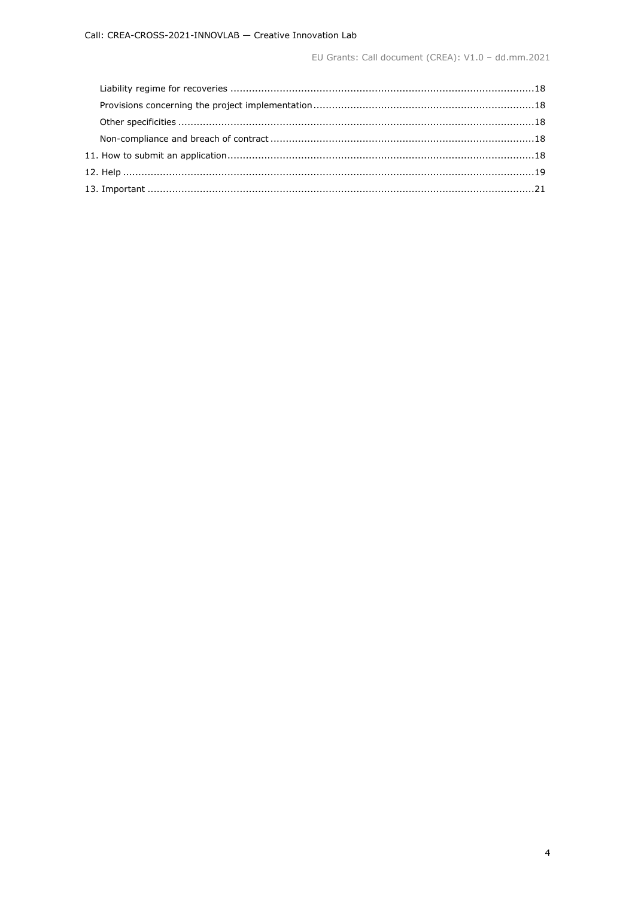Liability regime for recoveries ....................................................................................................18

Provisions concerning the project implementation .........................................................................18

Other specificities .......................................................................................................................18

Non-compliance and breach of contract .......................................................................................18

11. How to submit an application.....................................................................................................18

12. Help ........................................................................................................................................19

13. Important ...............................................................................................................................21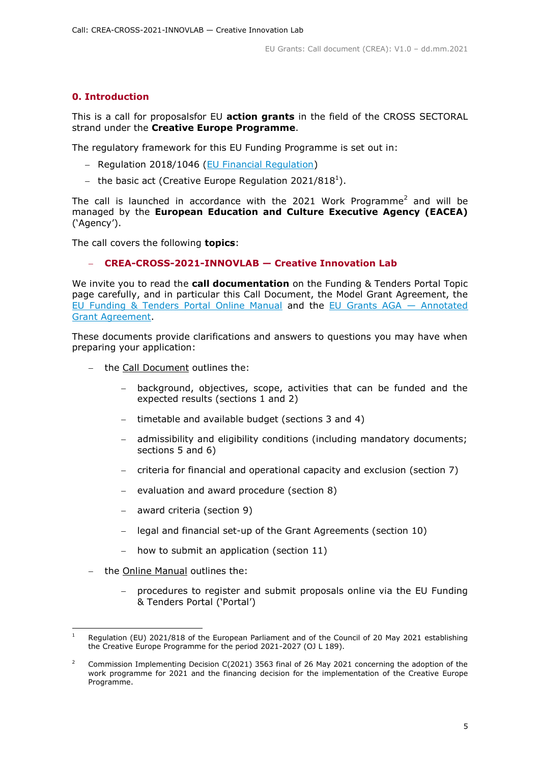## 0. Introduction

This is a call for proposalsfor EU **action grants** in the field of the CROSS SECTORAL strand under the **Creative Europe Programme**.

The regulatory framework for this EU Funding Programme is set out in:

- Regulation 2018/1046 (EU Financial Regulation)
- the basic act (Creative Europe Regulation 2021/818[1]).

The call is launched in accordance with the 2021 Work Programme[2] and will be managed by the **European Education and Culture Executive Agency (EACEA)** ('Agency').

The call covers the following **topics**:

- **CREA-CROSS-2021-INNOVLAB — Creative Innovation Lab**

We invite you to read the **call documentation** on the Funding & Tenders Portal Topic page carefully, and in particular this Call Document, the Model Grant Agreement, the EU Funding & Tenders Portal Online Manual and the EU Grants AGA — Annotated Grant Agreement.

These documents provide clarifications and answers to questions you may have when preparing your application:

- the Call Document outlines the:
  - background, objectives, scope, activities that can be funded and the expected results (sections 1 and 2)
  - timetable and available budget (sections 3 and 4)
  - admissibility and eligibility conditions (including mandatory documents; sections 5 and 6)
  - criteria for financial and operational capacity and exclusion (section 7)
  - evaluation and award procedure (section 8)
  - award criteria (section 9)
  - legal and financial set-up of the Grant Agreements (section 10)
  - how to submit an application (section 11)
- the Online Manual outlines the:
  - procedures to register and submit proposals online via the EU Funding & Tenders Portal ('Portal')

---

[1] Regulation (EU) 2021/818 of the European Parliament and of the Council of 20 May 2021 establishing the Creative Europe Programme for the period 2021-2027 (OJ L 189).

[2] Commission Implementing Decision C(2021) 3563 final of 26 May 2021 concerning the adoption of the work programme for 2021 and the financing decision for the implementation of the Creative Europe Programme.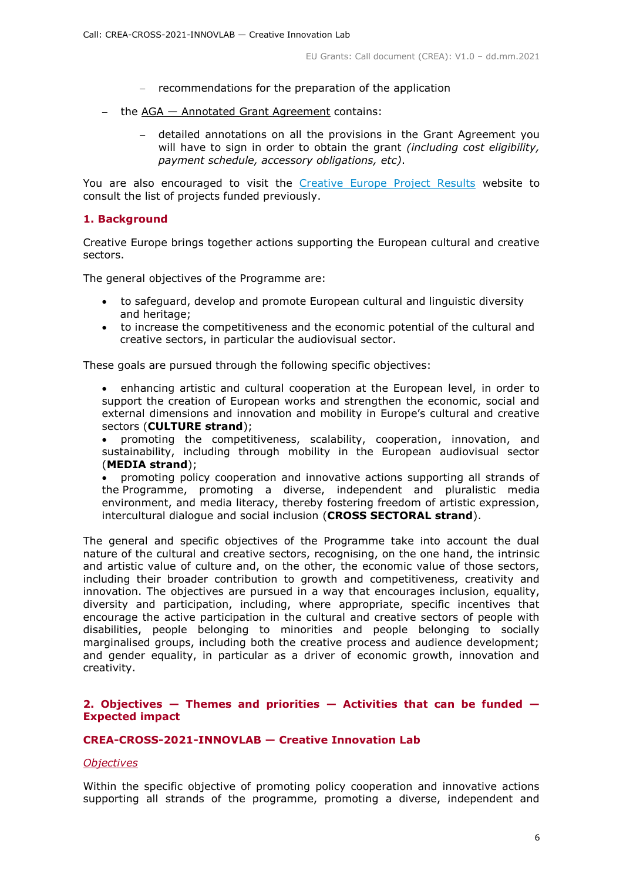- recommendations for the preparation of the application

- the AGA — Annotated Grant Agreement contains:

   - detailed annotations on all the provisions in the Grant Agreement you will have to sign in order to obtain the grant *(including cost eligibility, payment schedule, accessory obligations, etc)*.

You are also encouraged to visit the Creative Europe Project Results website to consult the list of projects funded previously.

## 1. Background

Creative Europe brings together actions supporting the European cultural and creative sectors.

The general objectives of the Programme are:

- to safeguard, develop and promote European cultural and linguistic diversity and heritage;
- to increase the competitiveness and the economic potential of the cultural and creative sectors, in particular the audiovisual sector.

These goals are pursued through the following specific objectives:

- enhancing artistic and cultural cooperation at the European level, in order to support the creation of European works and strengthen the economic, social and external dimensions and innovation and mobility in Europe's cultural and creative sectors (**CULTURE strand**);
- promoting the competitiveness, scalability, cooperation, innovation, and sustainability, including through mobility in the European audiovisual sector (**MEDIA strand**);
- promoting policy cooperation and innovative actions supporting all strands of the Programme, promoting a diverse, independent and pluralistic media environment, and media literacy, thereby fostering freedom of artistic expression, intercultural dialogue and social inclusion (**CROSS SECTORAL strand**).

The general and specific objectives of the Programme take into account the dual nature of the cultural and creative sectors, recognising, on the one hand, the intrinsic and artistic value of culture and, on the other, the economic value of those sectors, including their broader contribution to growth and competitiveness, creativity and innovation. The objectives are pursued in a way that encourages inclusion, equality, diversity and participation, including, where appropriate, specific incentives that encourage the active participation in the cultural and creative sectors of people with disabilities, people belonging to minorities and people belonging to socially marginalised groups, including both the creative process and audience development; and gender equality, in particular as a driver of economic growth, innovation and creativity.

## 2. Objectives — Themes and priorities — Activities that can be funded — Expected impact

### CREA-CROSS-2021-INNOVLAB — Creative Innovation Lab

*Objectives*

Within the specific objective of promoting policy cooperation and innovative actions supporting all strands of the programme, promoting a diverse, independent and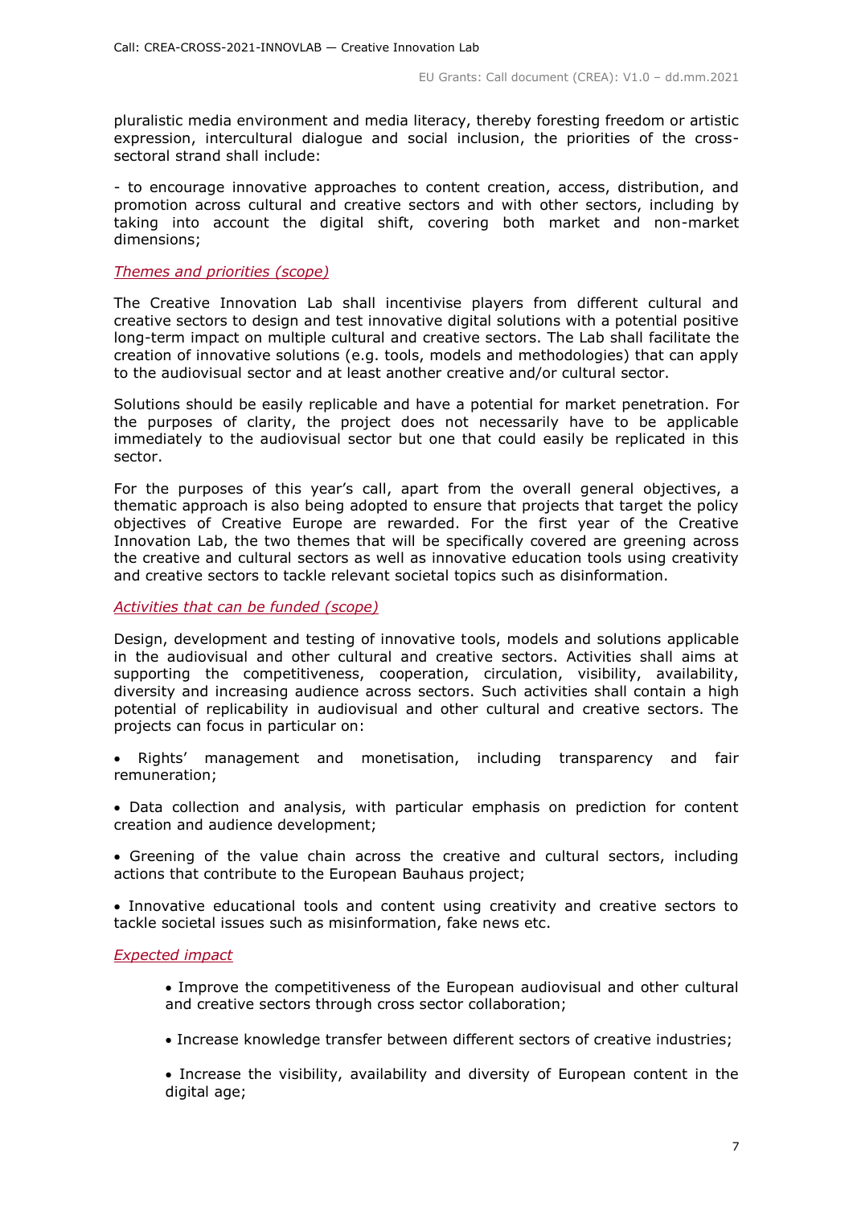pluralistic media environment and media literacy, thereby forsting freedom or artistic expression, intercultural dialogue and social inclusion, the priorities of the cross-sectoral strand shall include:

- to encourage innovative approaches to content creation, access, distribution, and promotion across cultural and creative sectors and with other sectors, including by taking into account the digital shift, covering both market and non-market dimensions;

*Themes and priorities (scope)*

The Creative Innovation Lab shall incentivise players from different cultural and creative sectors to design and test innovative digital solutions with a potential positive long-term impact on multiple cultural and creative sectors. The Lab shall facilitate the creation of innovative solutions (e.g. tools, models and methodologies) that can apply to the audiovisual sector and at least another creative and/or cultural sector.

Solutions should be easily replicable and have a potential for market penetration. For the purposes of clarity, the project does not necessarily have to be applicable immediately to the audiovisual sector but one that could easily be replicated in this sector.

For the purposes of this year's call, apart from the overall general objectives, a thematic approach is also being adopted to ensure that projects that target the policy objectives of Creative Europe are rewarded. For the first year of the Creative Innovation Lab, the two themes that will be specifically covered are greening across the creative and cultural sectors as well as innovative education tools using creativity and creative sectors to tackle relevant societal topics such as disinformation.

*Activities that can be funded (scope)*

Design, development and testing of innovative tools, models and solutions applicable in the audiovisual and other cultural and creative sectors. Activities shall aims at supporting the competitiveness, cooperation, circulation, visibility, availability, diversity and increasing audience across sectors. Such activities shall contain a high potential of replicability in audiovisual and other cultural and creative sectors. The projects can focus in particular on:

- Rights' management and monetisation, including transparency and fair remuneration;
- Data collection and analysis, with particular emphasis on prediction for content creation and audience development;
- Greening of the value chain across the creative and cultural sectors, including actions that contribute to the European Bauhaus project;
- Innovative educational tools and content using creativity and creative sectors to tackle societal issues such as misinformation, fake news etc.

*Expected impact*

- Improve the competitiveness of the European audiovisual and other cultural and creative sectors through cross sector collaboration;
- Increase knowledge transfer between different sectors of creative industries;
- Increase the visibility, availability and diversity of European content in the digital age;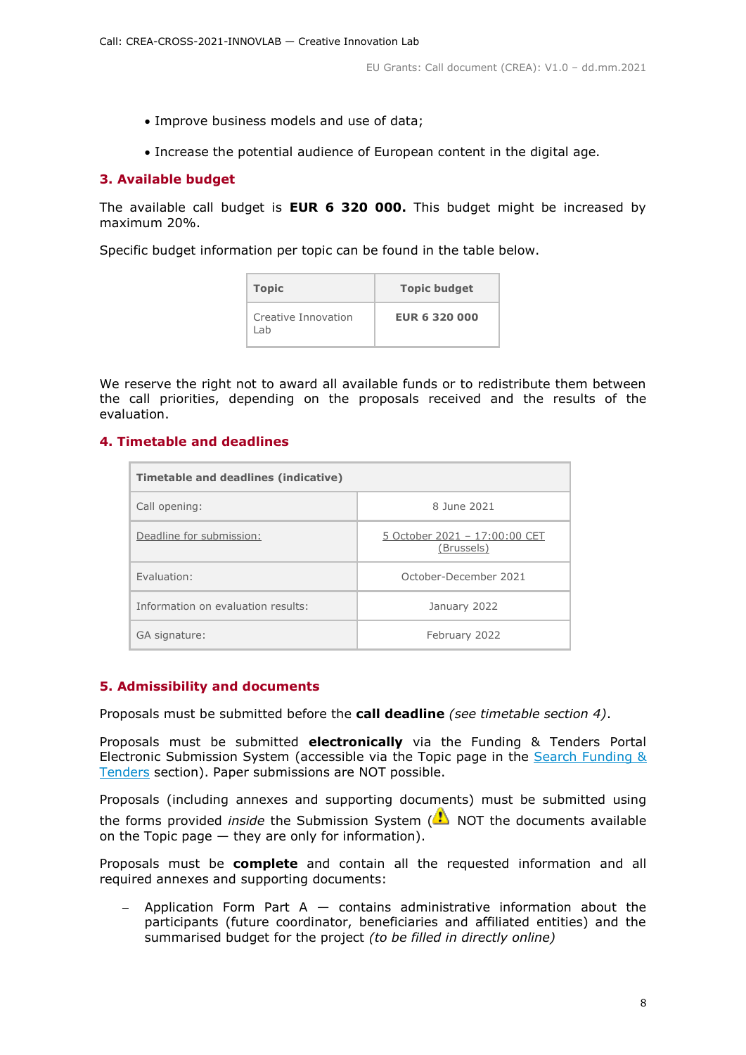- Improve business models and use of data;
- Increase the potential audience of European content in the digital age.

## 3. Available budget

The available call budget is **EUR 6 320 000.** This budget might be increased by maximum 20%.

Specific budget information per topic can be found in the table below.

| Topic | Topic budget |
|---|---|
| Creative Innovation Lab | **EUR 6 320 000** |

We reserve the right not to award all available funds or to redistribute them between the call priorities, depending on the proposals received and the results of the evaluation.

## 4. Timetable and deadlines

| Timetable and deadlines (indicative) | |
|---|---|
| Call opening: | 8 June 2021 |
| Deadline for submission: | 5 October 2021 – 17:00:00 CET (Brussels) |
| Evaluation: | October-December 2021 |
| Information on evaluation results: | January 2022 |
| GA signature: | February 2022 |

## 5. Admissibility and documents

Proposals must be submitted before the **call deadline** *(see timetable section 4)*.

Proposals must be submitted **electronically** via the Funding & Tenders Portal Electronic Submission System (accessible via the Topic page in the Search Funding & Tenders section). Paper submissions are NOT possible.

Proposals (including annexes and supporting documents) must be submitted using the forms provided *inside* the Submission System (⚠ NOT the documents available on the Topic page — they are only for information).

Proposals must be **complete** and contain all the requested information and all required annexes and supporting documents:

- Application Form Part A — contains administrative information about the participants (future coordinator, beneficiaries and affiliated entities) and the summarised budget for the project *(to be filled in directly online)*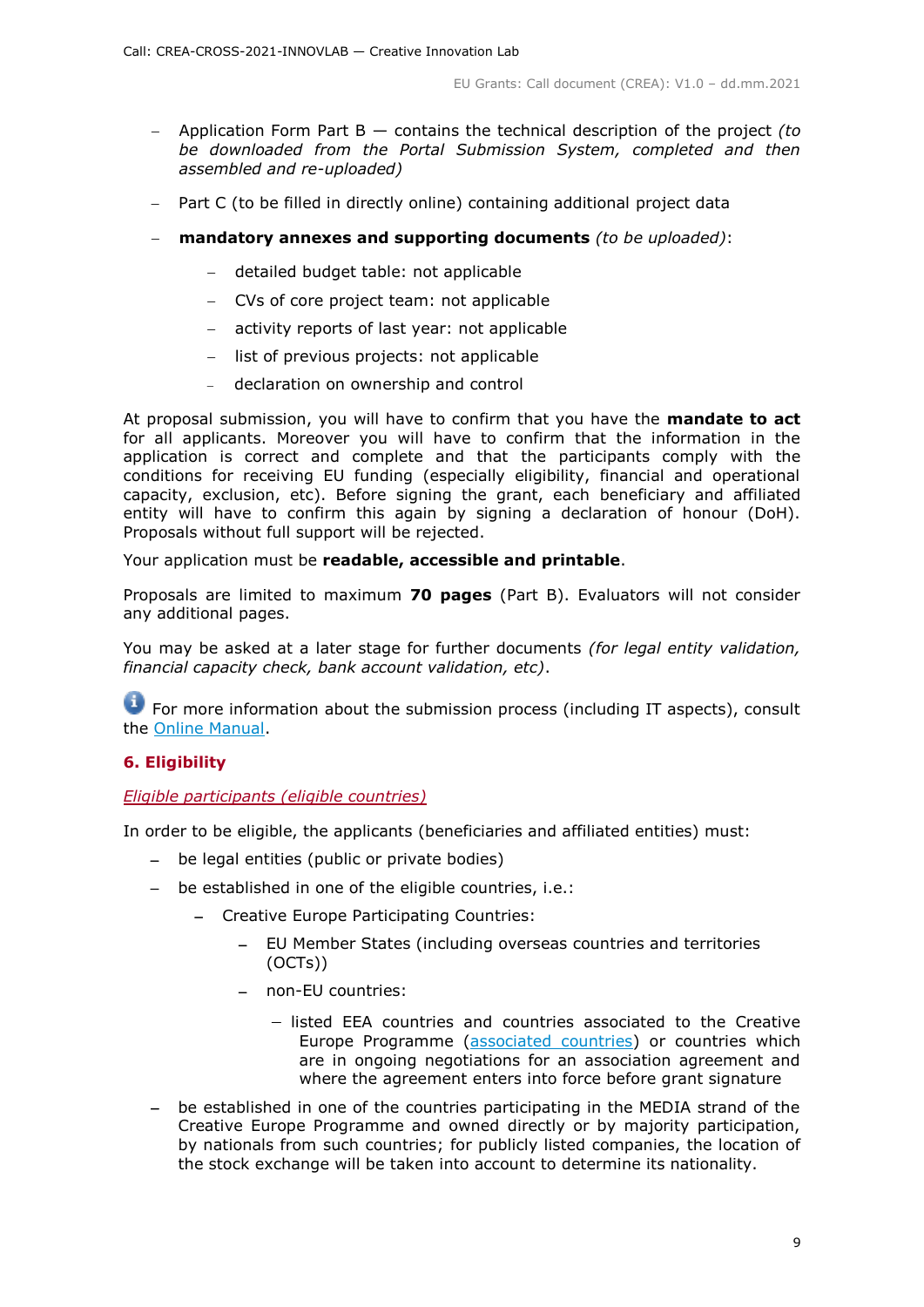- Application Form Part B — contains the technical description of the project *(to be downloaded from the Portal Submission System, completed and then assembled and re-uploaded)*
- Part C (to be filled in directly online) containing additional project data
- **mandatory annexes and supporting documents** *(to be uploaded)*:
  - detailed budget table: not applicable
  - CVs of core project team: not applicable
  - activity reports of last year: not applicable
  - list of previous projects: not applicable
  - declaration on ownership and control

At proposal submission, you will have to confirm that you have the **mandate to act** for all applicants. Moreover you will have to confirm that the information in the application is correct and complete and that the participants comply with the conditions for receiving EU funding (especially eligibility, financial and operational capacity, exclusion, etc). Before signing the grant, each beneficiary and affiliated entity will have to confirm this again by signing a declaration of honour (DoH). Proposals without full support will be rejected.

Your application must be **readable, accessible and printable**.

Proposals are limited to maximum **70 pages** (Part B). Evaluators will not consider any additional pages.

You may be asked at a later stage for further documents *(for legal entity validation, financial capacity check, bank account validation, etc)*.

For more information about the submission process (including IT aspects), consult the Online Manual.

## 6. Eligibility

*Eligible participants (eligible countries)*

In order to be eligible, the applicants (beneficiaries and affiliated entities) must:

- be legal entities (public or private bodies)
- be established in one of the eligible countries, i.e.:
  - Creative Europe Participating Countries:
    - EU Member States (including overseas countries and territories (OCTs))
    - non-EU countries:
      - listed EEA countries and countries associated to the Creative Europe Programme (associated countries) or countries which are in ongoing negotiations for an association agreement and where the agreement enters into force before grant signature
- be established in one of the countries participating in the MEDIA strand of the Creative Europe Programme and owned directly or by majority participation, by nationals from such countries; for publicly listed companies, the location of the stock exchange will be taken into account to determine its nationality.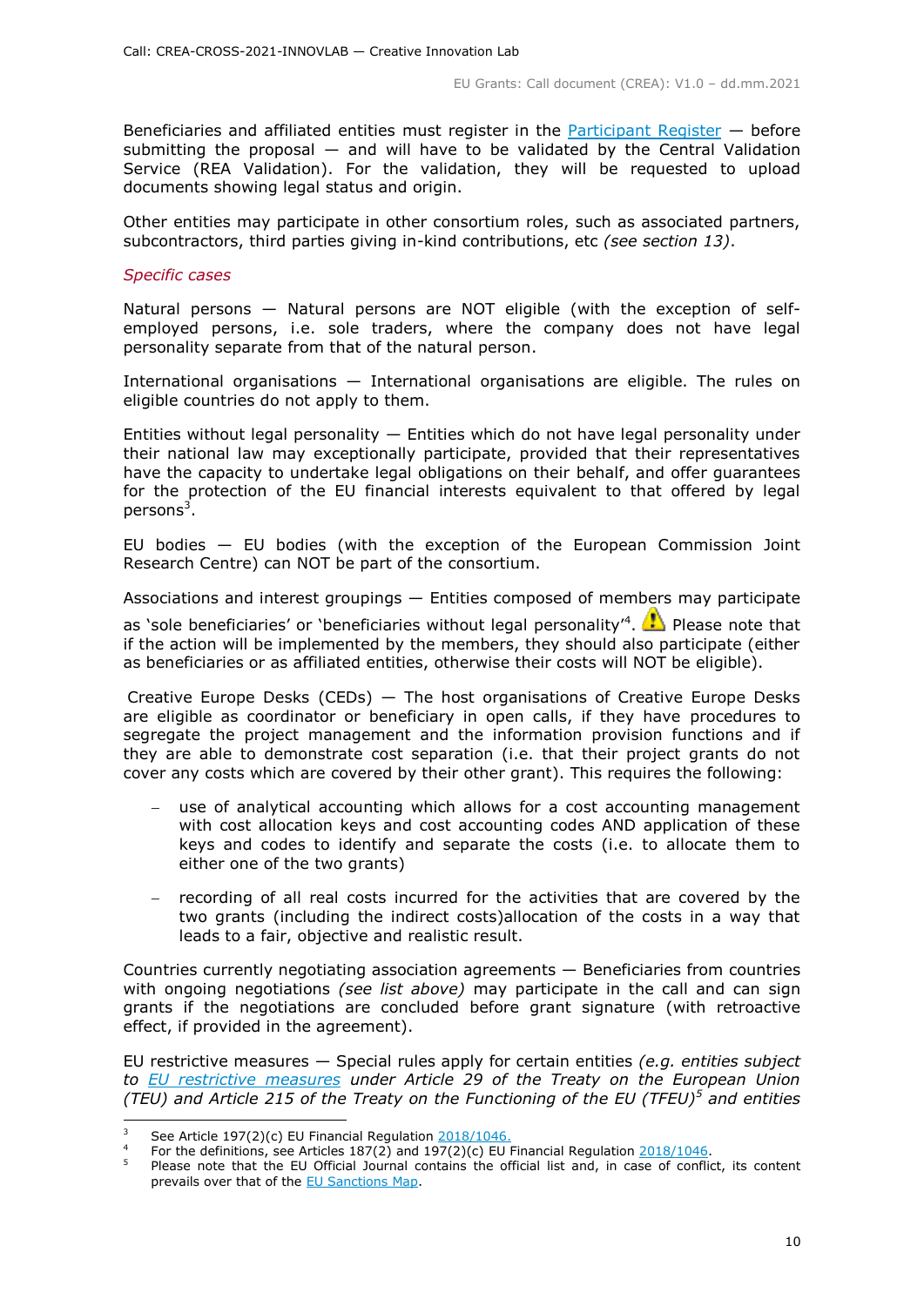Beneficiaries and affiliated entities must register in the Participant Register — before submitting the proposal — and will have to be validated by the Central Validation Service (REA Validation). For the validation, they will be requested to upload documents showing legal status and origin.

Other entities may participate in other consortium roles, such as associated partners, subcontractors, third parties giving in-kind contributions, etc *(see section 13)*.

*Specific cases*

Natural persons — Natural persons are NOT eligible (with the exception of self-employed persons, i.e. sole traders, where the company does not have legal personality separate from that of the natural person.

International organisations — International organisations are eligible. The rules on eligible countries do not apply to them.

Entities without legal personality — Entities which do not have legal personality under their national law may exceptionally participate, provided that their representatives have the capacity to undertake legal obligations on their behalf, and offer guarantees for the protection of the EU financial interests equivalent to that offered by legal persons[3].

EU bodies — EU bodies (with the exception of the European Commission Joint Research Centre) can NOT be part of the consortium.

Associations and interest groupings — Entities composed of members may participate as 'sole beneficiaries' or 'beneficiaries without legal personality'[4]. ⚠ Please note that if the action will be implemented by the members, they should also participate (either as beneficiaries or as affiliated entities, otherwise their costs will NOT be eligible).

Creative Europe Desks (CEDs) — The host organisations of Creative Europe Desks are eligible as coordinator or beneficiary in open calls, if they have procedures to segregate the project management and the information provision functions and if they are able to demonstrate cost separation (i.e. that their project grants do not cover any costs which are covered by their other grant). This requires the following:

- use of analytical accounting which allows for a cost accounting management with cost allocation keys and cost accounting codes AND application of these keys and codes to identify and separate the costs (i.e. to allocate them to either one of the two grants)
- recording of all real costs incurred for the activities that are covered by the two grants (including the indirect costs)allocation of the costs in a way that leads to a fair, objective and realistic result.

Countries currently negotiating association agreements — Beneficiaries from countries with ongoing negotiations *(see list above)* may participate in the call and can sign grants if the negotiations are concluded before grant signature (with retroactive effect, if provided in the agreement).

EU restrictive measures — Special rules apply for certain entities *(e.g. entities subject to EU restrictive measures under Article 29 of the Treaty on the European Union (TEU) and Article 215 of the Treaty on the Functioning of the EU (TFEU)*[5] *and entities*

---

[3] See Article 197(2)(c) EU Financial Regulation 2018/1046.

[4] For the definitions, see Articles 187(2) and 197(2)(c) EU Financial Regulation 2018/1046.

[5] Please note that the EU Official Journal contains the official list and, in case of conflict, its content prevails over that of the EU Sanctions Map.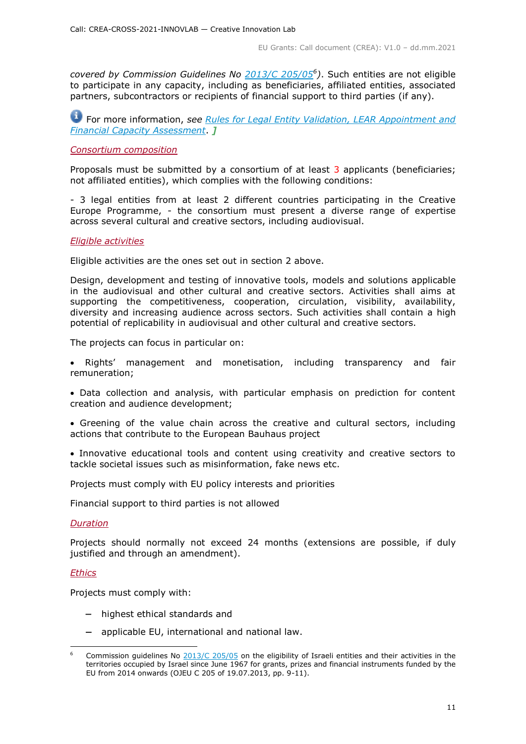*covered by Commission Guidelines No 2013/C 205/05*[6]*)*. Such entities are not eligible to participate in any capacity, including as beneficiaries, affiliated entities, associated partners, subcontractors or recipients of financial support to third parties (if any).

For more information, *see* *Rules for Legal Entity Validation, LEAR Appointment and Financial Capacity Assessment*. ]

*Consortium composition*

Proposals must be submitted by a consortium of at least 3 applicants (beneficiaries; not affiliated entities), which complies with the following conditions:

- 3 legal entities from at least 2 different countries participating in the Creative Europe Programme, - the consortium must present a diverse range of expertise across several cultural and creative sectors, including audiovisual.

*Eligible activities*

Eligible activities are the ones set out in section 2 above.

Design, development and testing of innovative tools, models and solutions applicable in the audiovisual and other cultural and creative sectors. Activities shall aims at supporting the competitiveness, cooperation, circulation, visibility, availability, diversity and increasing audience across sectors. Such activities shall contain a high potential of replicability in audiovisual and other cultural and creative sectors.

The projects can focus in particular on:

- Rights' management and monetisation, including transparency and fair remuneration;
- Data collection and analysis, with particular emphasis on prediction for content creation and audience development;
- Greening of the value chain across the creative and cultural sectors, including actions that contribute to the European Bauhaus project
- Innovative educational tools and content using creativity and creative sectors to tackle societal issues such as misinformation, fake news etc.

Projects must comply with EU policy interests and priorities

Financial support to third parties is not allowed

*Duration*

Projects should normally not exceed 24 months (extensions are possible, if duly justified and through an amendment).

*Ethics*

Projects must comply with:

- highest ethical standards and
- applicable EU, international and national law.

[6] Commission guidelines No 2013/C 205/05 on the eligibility of Israeli entities and their activities in the territories occupied by Israel since June 1967 for grants, prizes and financial instruments funded by the EU from 2014 onwards (OJEU C 205 of 19.07.2013, pp. 9-11).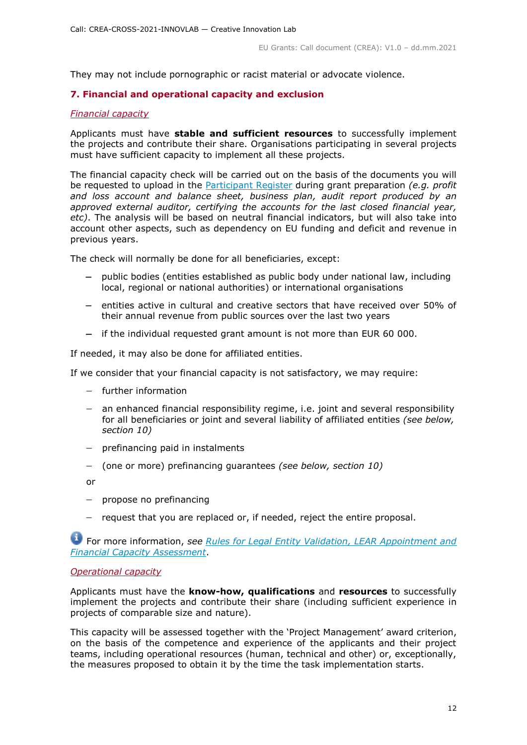They may not include pornographic or racist material or advocate violence.

## 7. Financial and operational capacity and exclusion

*Financial capacity*

Applicants must have **stable and sufficient resources** to successfully implement the projects and contribute their share. Organisations participating in several projects must have sufficient capacity to implement all these projects.

The financial capacity check will be carried out on the basis of the documents you will be requested to upload in the Participant Register during grant preparation *(e.g. profit and loss account and balance sheet, business plan, audit report produced by an approved external auditor, certifying the accounts for the last closed financial year, etc)*. The analysis will be based on neutral financial indicators, but will also take into account other aspects, such as dependency on EU funding and deficit and revenue in previous years.

The check will normally be done for all beneficiaries, except:

- public bodies (entities established as public body under national law, including local, regional or national authorities) or international organisations
- entities active in cultural and creative sectors that have received over 50% of their annual revenue from public sources over the last two years
- if the individual requested grant amount is not more than EUR 60 000.

If needed, it may also be done for affiliated entities.

If we consider that your financial capacity is not satisfactory, we may require:

- further information
- an enhanced financial responsibility regime, i.e. joint and several responsibility for all beneficiaries or joint and several liability of affiliated entities *(see below, section 10)*
- prefinancing paid in instalments
- (one or more) prefinancing guarantees *(see below, section 10)*

or

- propose no prefinancing
- request that you are replaced or, if needed, reject the entire proposal.

For more information, *see Rules for Legal Entity Validation, LEAR Appointment and Financial Capacity Assessment*.

*Operational capacity*

Applicants must have the **know-how, qualifications** and **resources** to successfully implement the projects and contribute their share (including sufficient experience in projects of comparable size and nature).

This capacity will be assessed together with the 'Project Management' award criterion, on the basis of the competence and experience of the applicants and their project teams, including operational resources (human, technical and other) or, exceptionally, the measures proposed to obtain it by the time the task implementation starts.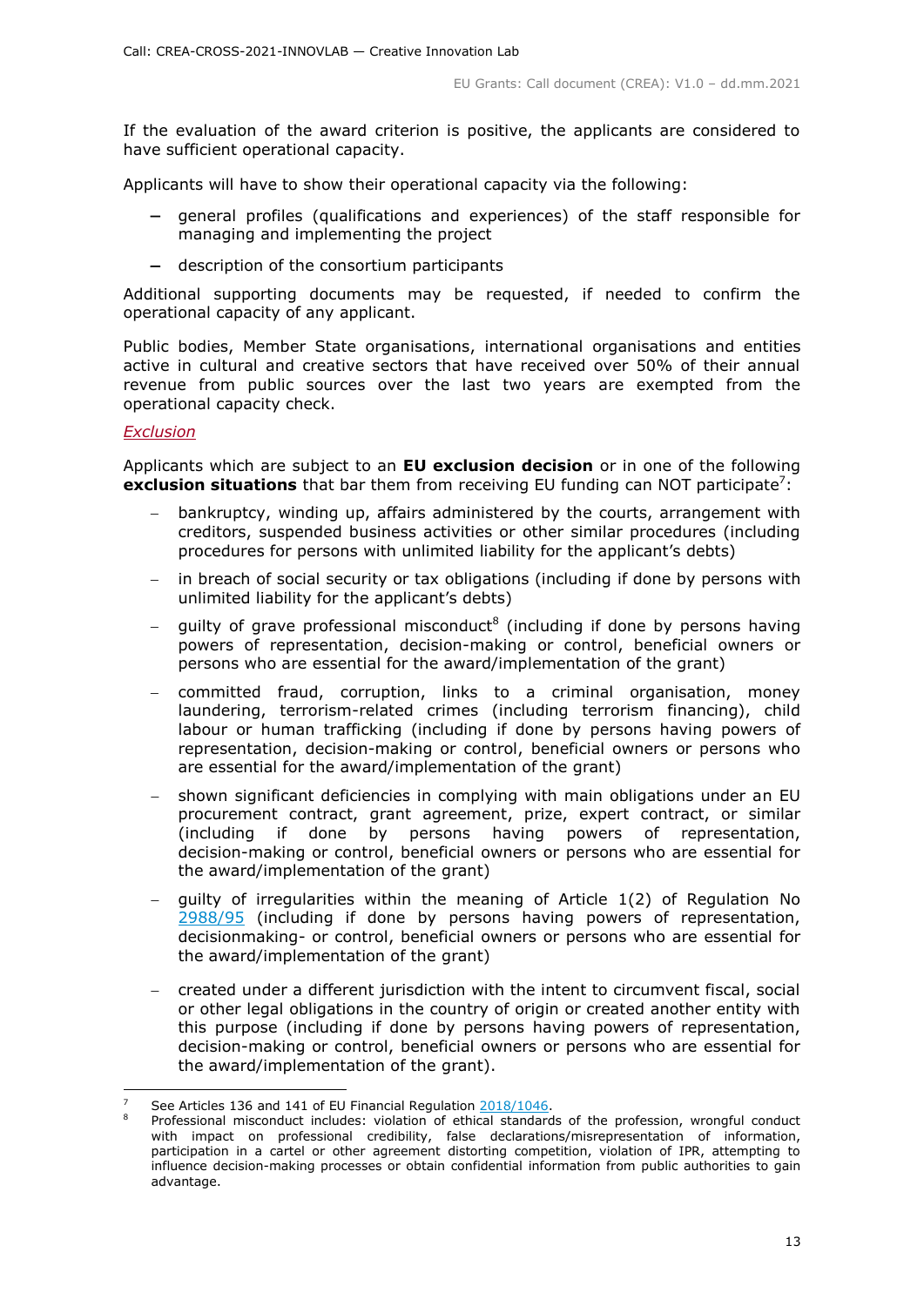If the evaluation of the award criterion is positive, the applicants are considered to have sufficient operational capacity.

Applicants will have to show their operational capacity via the following:

- general profiles (qualifications and experiences) of the staff responsible for managing and implementing the project
- description of the consortium participants

Additional supporting documents may be requested, if needed to confirm the operational capacity of any applicant.

Public bodies, Member State organisations, international organisations and entities active in cultural and creative sectors that have received over 50% of their annual revenue from public sources over the last two years are exempted from the operational capacity check.

*Exclusion*

Applicants which are subject to an **EU exclusion decision** or in one of the following **exclusion situations** that bar them from receiving EU funding can NOT participate[7]:

- bankruptcy, winding up, affairs administered by the courts, arrangement with creditors, suspended business activities or other similar procedures (including procedures for persons with unlimited liability for the applicant's debts)
- in breach of social security or tax obligations (including if done by persons with unlimited liability for the applicant's debts)
- guilty of grave professional misconduct[8] (including if done by persons having powers of representation, decision-making or control, beneficial owners or persons who are essential for the award/implementation of the grant)
- committed fraud, corruption, links to a criminal organisation, money laundering, terrorism-related crimes (including terrorism financing), child labour or human trafficking (including if done by persons having powers of representation, decision-making or control, beneficial owners or persons who are essential for the award/implementation of the grant)
- shown significant deficiencies in complying with main obligations under an EU procurement contract, grant agreement, prize, expert contract, or similar (including if done by persons having powers of representation, decision-making or control, beneficial owners or persons who are essential for the award/implementation of the grant)
- guilty of irregularities within the meaning of Article 1(2) of Regulation No 2988/95 (including if done by persons having powers of representation, decisionmaking- or control, beneficial owners or persons who are essential for the award/implementation of the grant)
- created under a different jurisdiction with the intent to circumvent fiscal, social or other legal obligations in the country of origin or created another entity with this purpose (including if done by persons having powers of representation, decision-making or control, beneficial owners or persons who are essential for the award/implementation of the grant).

---

[7] See Articles 136 and 141 of EU Financial Regulation 2018/1046.

[8] Professional misconduct includes: violation of ethical standards of the profession, wrongful conduct with impact on professional credibility, false declarations/misrepresentation of information, participation in a cartel or other agreement distorting competition, violation of IPR, attempting to influence decision-making processes or obtain confidential information from public authorities to gain advantage.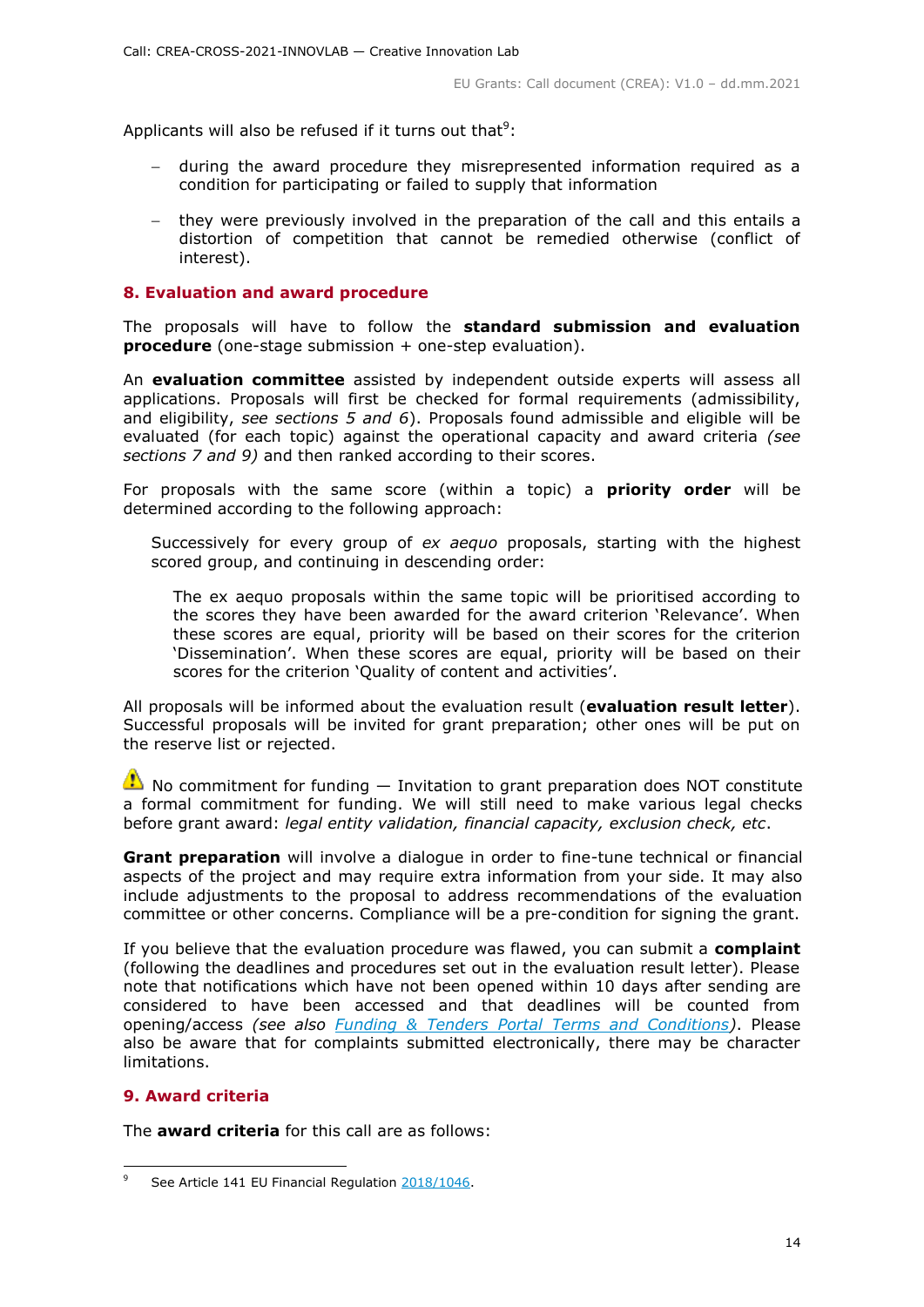Applicants will also be refused if it turns out that[9]:

- during the award procedure they misrepresented information required as a condition for participating or failed to supply that information
- they were previously involved in the preparation of the call and this entails a distortion of competition that cannot be remedied otherwise (conflict of interest).

## 8. Evaluation and award procedure

The proposals will have to follow the **standard submission and evaluation procedure** (one-stage submission + one-step evaluation).

An **evaluation committee** assisted by independent outside experts will assess all applications. Proposals will first be checked for formal requirements (admissibility, and eligibility, *see sections 5 and 6*). Proposals found admissible and eligible will be evaluated (for each topic) against the operational capacity and award criteria *(see sections 7 and 9)* and then ranked according to their scores.

For proposals with the same score (within a topic) a **priority order** will be determined according to the following approach:

> Successively for every group of *ex aequo* proposals, starting with the highest scored group, and continuing in descending order:
>
> > The ex aequo proposals within the same topic will be prioritised according to the scores they have been awarded for the award criterion 'Relevance'. When these scores are equal, priority will be based on their scores for the criterion 'Dissemination'. When these scores are equal, priority will be based on their scores for the criterion 'Quality of content and activities'.

All proposals will be informed about the evaluation result (**evaluation result letter**). Successful proposals will be invited for grant preparation; other ones will be put on the reserve list or rejected.

⚠ No commitment for funding — Invitation to grant preparation does NOT constitute a formal commitment for funding. We will still need to make various legal checks before grant award: *legal entity validation, financial capacity, exclusion check, etc*.

**Grant preparation** will involve a dialogue in order to fine-tune technical or financial aspects of the project and may require extra information from your side. It may also include adjustments to the proposal to address recommendations of the evaluation committee or other concerns. Compliance will be a pre-condition for signing the grant.

If you believe that the evaluation procedure was flawed, you can submit a **complaint** (following the deadlines and procedures set out in the evaluation result letter). Please note that notifications which have not been opened within 10 days after sending are considered to have been accessed and that deadlines will be counted from opening/access *(see also Funding & Tenders Portal Terms and Conditions)*. Please also be aware that for complaints submitted electronically, there may be character limitations.

## 9. Award criteria

The **award criteria** for this call are as follows:

---

[9] See Article 141 EU Financial Regulation 2018/1046.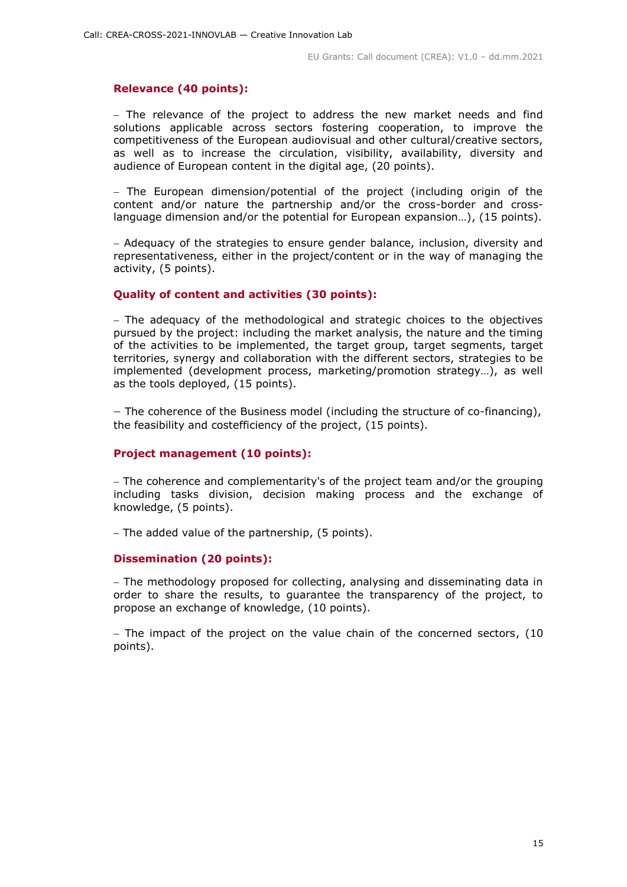**Relevance (40 points):**

– The relevance of the project to address the new market needs and find solutions applicable across sectors fostering cooperation, to improve the competitiveness of the European audiovisual and other cultural/creative sectors, as well as to increase the circulation, visibility, availability, diversity and audience of European content in the digital age, (20 points).

– The European dimension/potential of the project (including origin of the content and/or nature the partnership and/or the cross-border and cross-language dimension and/or the potential for European expansion…), (15 points).

– Adequacy of the strategies to ensure gender balance, inclusion, diversity and representativeness, either in the project/content or in the way of managing the activity, (5 points).

**Quality of content and activities (30 points):**

– The adequacy of the methodological and strategic choices to the objectives pursued by the project: including the market analysis, the nature and the timing of the activities to be implemented, the target group, target segments, target territories, synergy and collaboration with the different sectors, strategies to be implemented (development process, marketing/promotion strategy…), as well as the tools deployed, (15 points).

– The coherence of the Business model (including the structure of co-financing), the feasibility and costefficiency of the project, (15 points).

**Project management (10 points):**

– The coherence and complementarity's of the project team and/or the grouping including tasks division, decision making process and the exchange of knowledge, (5 points).

– The added value of the partnership, (5 points).

**Dissemination (20 points):**

– The methodology proposed for collecting, analysing and disseminating data in order to share the results, to guarantee the transparency of the project, to propose an exchange of knowledge, (10 points).

– The impact of the project on the value chain of the concerned sectors, (10 points).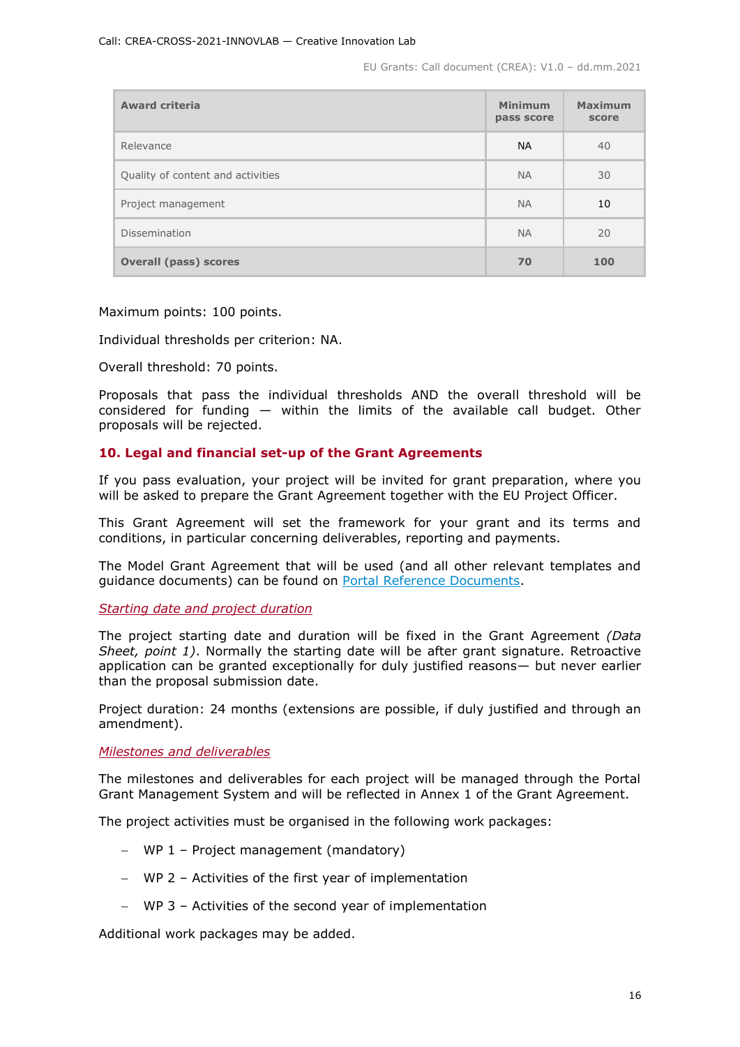| Award criteria | Minimum pass score | Maximum score |
|---|---|---|
| Relevance | NA | 40 |
| Quality of content and activities | NA | 30 |
| Project management | NA | 10 |
| Dissemination | NA | 20 |
| **Overall (pass) scores** | **70** | **100** |

Maximum points: 100 points.

Individual thresholds per criterion: NA.

Overall threshold: 70 points.

Proposals that pass the individual thresholds AND the overall threshold will be considered for funding — within the limits of the available call budget. Other proposals will be rejected.

## 10. Legal and financial set-up of the Grant Agreements

If you pass evaluation, your project will be invited for grant preparation, where you will be asked to prepare the Grant Agreement together with the EU Project Officer.

This Grant Agreement will set the framework for your grant and its terms and conditions, in particular concerning deliverables, reporting and payments.

The Model Grant Agreement that will be used (and all other relevant templates and guidance documents) can be found on Portal Reference Documents.

*Starting date and project duration*

The project starting date and duration will be fixed in the Grant Agreement *(Data Sheet, point 1)*. Normally the starting date will be after grant signature. Retroactive application can be granted exceptionally for duly justified reasons— but never earlier than the proposal submission date.

Project duration: 24 months (extensions are possible, if duly justified and through an amendment).

*Milestones and deliverables*

The milestones and deliverables for each project will be managed through the Portal Grant Management System and will be reflected in Annex 1 of the Grant Agreement.

The project activities must be organised in the following work packages:

- WP 1 – Project management (mandatory)
- WP 2 – Activities of the first year of implementation
- WP 3 – Activities of the second year of implementation

Additional work packages may be added.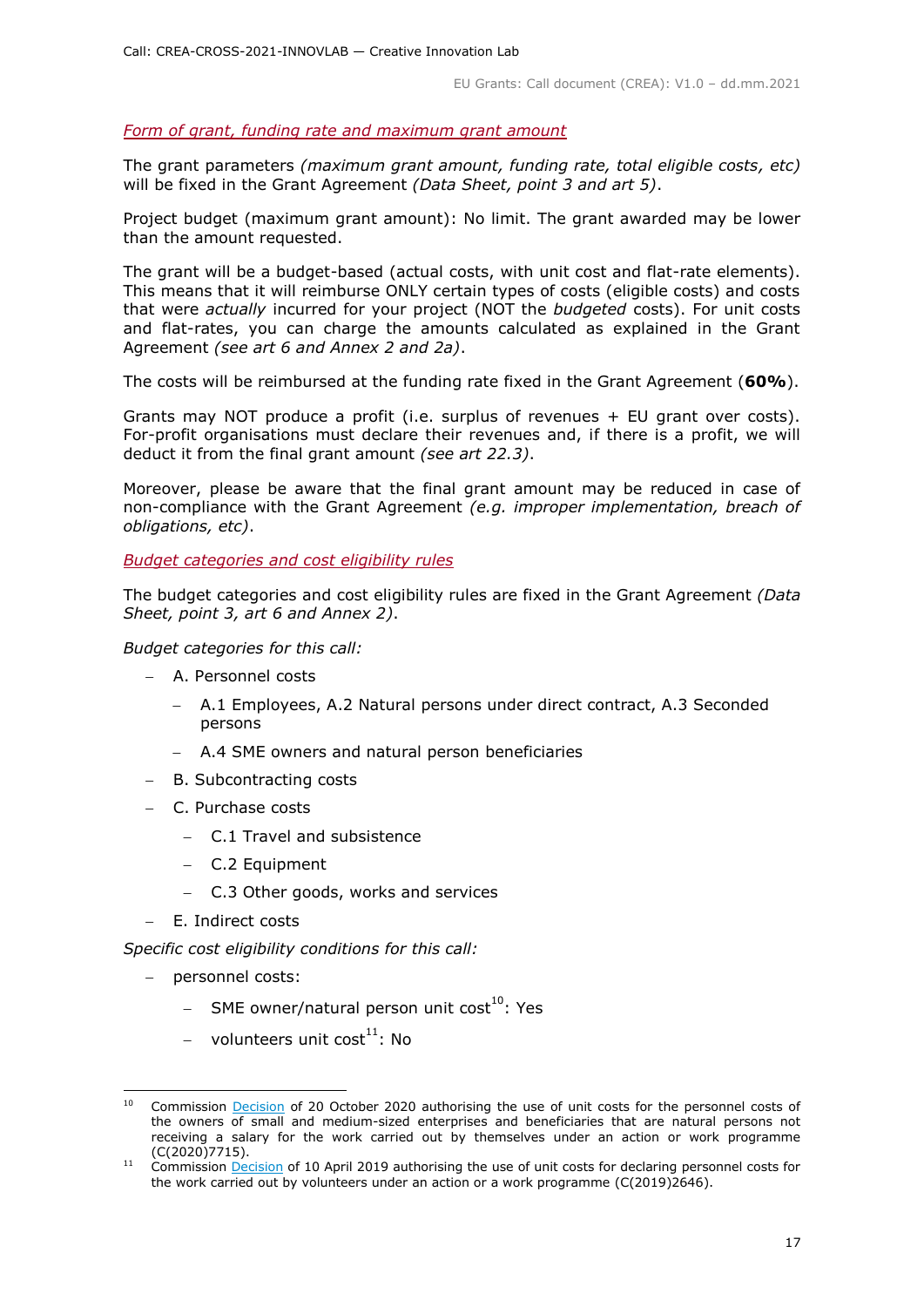*Form of grant, funding rate and maximum grant amount*

The grant parameters *(maximum grant amount, funding rate, total eligible costs, etc)* will be fixed in the Grant Agreement *(Data Sheet, point 3 and art 5)*.

Project budget (maximum grant amount): No limit. The grant awarded may be lower than the amount requested.

The grant will be a budget-based (actual costs, with unit cost and flat-rate elements). This means that it will reimburse ONLY certain types of costs (eligible costs) and costs that were *actually* incurred for your project (NOT the *budgeted* costs). For unit costs and flat-rates, you can charge the amounts calculated as explained in the Grant Agreement *(see art 6 and Annex 2 and 2a)*.

The costs will be reimbursed at the funding rate fixed in the Grant Agreement (**60%**).

Grants may NOT produce a profit (i.e. surplus of revenues + EU grant over costs). For-profit organisations must declare their revenues and, if there is a profit, we will deduct it from the final grant amount *(see art 22.3)*.

Moreover, please be aware that the final grant amount may be reduced in case of non-compliance with the Grant Agreement *(e.g. improper implementation, breach of obligations, etc)*.

*Budget categories and cost eligibility rules*

The budget categories and cost eligibility rules are fixed in the Grant Agreement *(Data Sheet, point 3, art 6 and Annex 2)*.

*Budget categories for this call:*

- A. Personnel costs
  - A.1 Employees, A.2 Natural persons under direct contract, A.3 Seconded persons
  - A.4 SME owners and natural person beneficiaries
- B. Subcontracting costs
- C. Purchase costs
  - C.1 Travel and subsistence
  - C.2 Equipment
  - C.3 Other goods, works and services
- E. Indirect costs

*Specific cost eligibility conditions for this call:*

- personnel costs:
  - SME owner/natural person unit cost[10]: Yes
  - volunteers unit cost[11]: No

[10] Commission Decision of 20 October 2020 authorising the use of unit costs for the personnel costs of the owners of small and medium-sized enterprises and beneficiaries that are natural persons not receiving a salary for the work carried out by themselves under an action or work programme (C(2020)7715).

[11] Commission Decision of 10 April 2019 authorising the use of unit costs for declaring personnel costs for the work carried out by volunteers under an action or a work programme (C(2019)2646).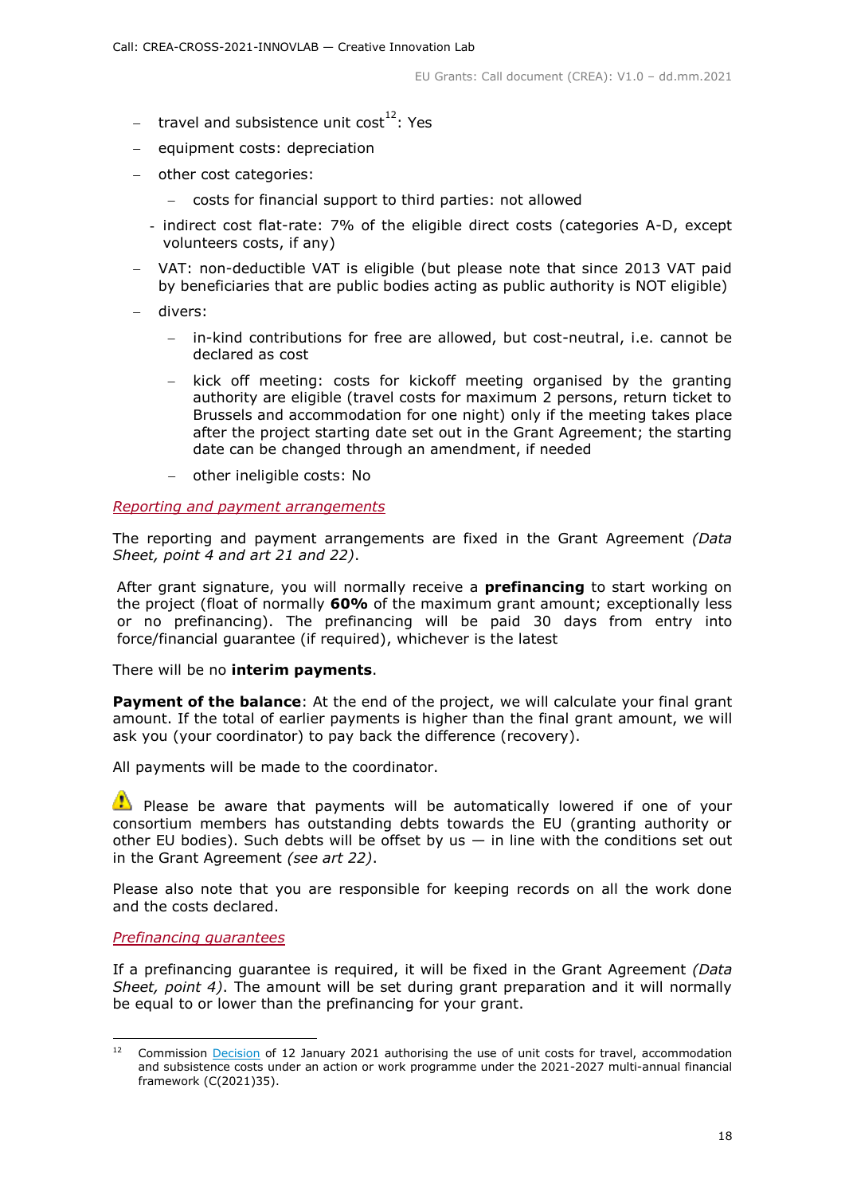- travel and subsistence unit cost[12]: Yes
- equipment costs: depreciation
- other cost categories:
  - costs for financial support to third parties: not allowed
- indirect cost flat-rate: 7% of the eligible direct costs (categories A-D, except volunteers costs, if any)
- VAT: non-deductible VAT is eligible (but please note that since 2013 VAT paid by beneficiaries that are public bodies acting as public authority is NOT eligible)
- divers:
  - in-kind contributions for free are allowed, but cost-neutral, i.e. cannot be declared as cost
  - kick off meeting: costs for kickoff meeting organised by the granting authority are eligible (travel costs for maximum 2 persons, return ticket to Brussels and accommodation for one night) only if the meeting takes place after the project starting date set out in the Grant Agreement; the starting date can be changed through an amendment, if needed
  - other ineligible costs: No

*Reporting and payment arrangements*

The reporting and payment arrangements are fixed in the Grant Agreement *(Data Sheet, point 4 and art 21 and 22)*.

After grant signature, you will normally receive a **prefinancing** to start working on the project (float of normally **60%** of the maximum grant amount; exceptionally less or no prefinancing). The prefinancing will be paid 30 days from entry into force/financial guarantee (if required), whichever is the latest

There will be no **interim payments**.

**Payment of the balance**: At the end of the project, we will calculate your final grant amount. If the total of earlier payments is higher than the final grant amount, we will ask you (your coordinator) to pay back the difference (recovery).

All payments will be made to the coordinator.

⚠ Please be aware that payments will be automatically lowered if one of your consortium members has outstanding debts towards the EU (granting authority or other EU bodies). Such debts will be offset by us — in line with the conditions set out in the Grant Agreement *(see art 22)*.

Please also note that you are responsible for keeping records on all the work done and the costs declared.

*Prefinancing guarantees*

If a prefinancing guarantee is required, it will be fixed in the Grant Agreement *(Data Sheet, point 4)*. The amount will be set during grant preparation and it will normally be equal to or lower than the prefinancing for your grant.

---

[12] Commission Decision of 12 January 2021 authorising the use of unit costs for travel, accommodation and subsistence costs under an action or work programme under the 2021-2027 multi-annual financial framework (C(2021)35).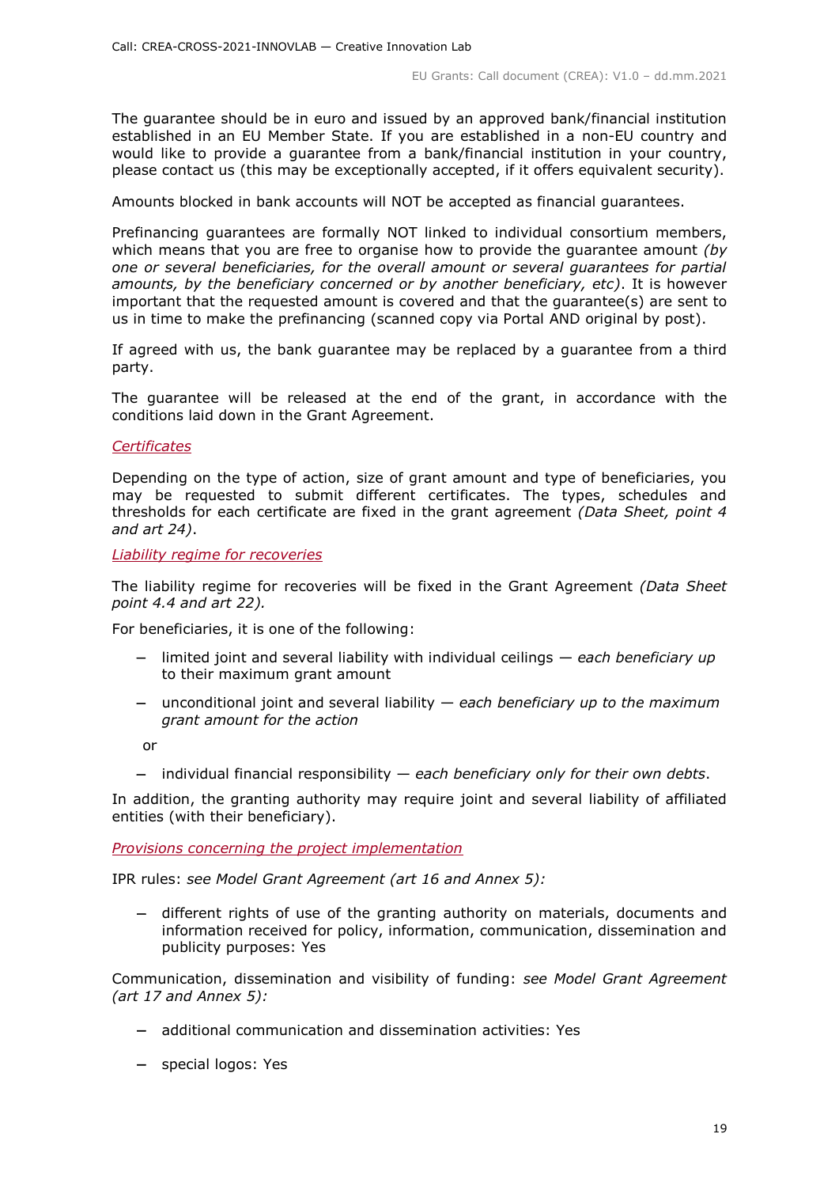The guarantee should be in euro and issued by an approved bank/financial institution established in an EU Member State. If you are established in a non-EU country and would like to provide a guarantee from a bank/financial institution in your country, please contact us (this may be exceptionally accepted, if it offers equivalent security).

Amounts blocked in bank accounts will NOT be accepted as financial guarantees.

Prefinancing guarantees are formally NOT linked to individual consortium members, which means that you are free to organise how to provide the guarantee amount *(by one or several beneficiaries, for the overall amount or several guarantees for partial amounts, by the beneficiary concerned or by another beneficiary, etc)*. It is however important that the requested amount is covered and that the guarantee(s) are sent to us in time to make the prefinancing (scanned copy via Portal AND original by post).

If agreed with us, the bank guarantee may be replaced by a guarantee from a third party.

The guarantee will be released at the end of the grant, in accordance with the conditions laid down in the Grant Agreement.

*Certificates*

Depending on the type of action, size of grant amount and type of beneficiaries, you may be requested to submit different certificates. The types, schedules and thresholds for each certificate are fixed in the grant agreement *(Data Sheet, point 4 and art 24)*.

*Liability regime for recoveries*

The liability regime for recoveries will be fixed in the Grant Agreement *(Data Sheet point 4.4 and art 22).*

For beneficiaries, it is one of the following:

- limited joint and several liability with individual ceilings — *each beneficiary up to their maximum grant amount*
- unconditional joint and several liability — *each beneficiary up to the maximum grant amount for the action*

  or

- individual financial responsibility — *each beneficiary only for their own debts*.

In addition, the granting authority may require joint and several liability of affiliated entities (with their beneficiary).

*Provisions concerning the project implementation*

IPR rules: *see Model Grant Agreement (art 16 and Annex 5):*

- different rights of use of the granting authority on materials, documents and information received for policy, information, communication, dissemination and publicity purposes: Yes

Communication, dissemination and visibility of funding: *see Model Grant Agreement (art 17 and Annex 5):*

- additional communication and dissemination activities: Yes
- special logos: Yes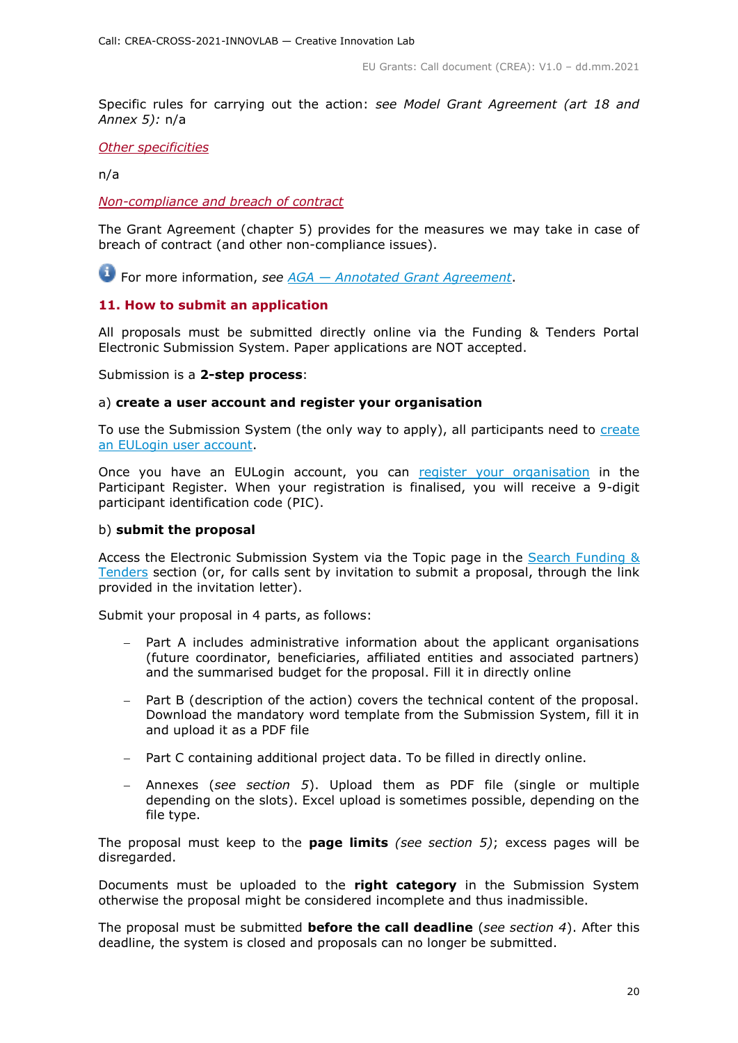Specific rules for carrying out the action: *see Model Grant Agreement (art 18 and Annex 5):* n/a

*Other specificities*

n/a

*Non-compliance and breach of contract*

The Grant Agreement (chapter 5) provides for the measures we may take in case of breach of contract (and other non-compliance issues).

For more information, *see AGA — Annotated Grant Agreement*.

## 11. How to submit an application

All proposals must be submitted directly online via the Funding & Tenders Portal Electronic Submission System. Paper applications are NOT accepted.

Submission is a **2-step process**:

a) **create a user account and register your organisation**

To use the Submission System (the only way to apply), all participants need to create an EULogin user account.

Once you have an EULogin account, you can register your organisation in the Participant Register. When your registration is finalised, you will receive a 9-digit participant identification code (PIC).

b) **submit the proposal**

Access the Electronic Submission System via the Topic page in the Search Funding & Tenders section (or, for calls sent by invitation to submit a proposal, through the link provided in the invitation letter).

Submit your proposal in 4 parts, as follows:

- Part A includes administrative information about the applicant organisations (future coordinator, beneficiaries, affiliated entities and associated partners) and the summarised budget for the proposal. Fill it in directly online
- Part B (description of the action) covers the technical content of the proposal. Download the mandatory word template from the Submission System, fill it in and upload it as a PDF file
- Part C containing additional project data. To be filled in directly online.
- Annexes (*see section 5*). Upload them as PDF file (single or multiple depending on the slots). Excel upload is sometimes possible, depending on the file type.

The proposal must keep to the **page limits** *(see section 5)*; excess pages will be disregarded.

Documents must be uploaded to the **right category** in the Submission System otherwise the proposal might be considered incomplete and thus inadmissible.

The proposal must be submitted **before the call deadline** (*see section 4*). After this deadline, the system is closed and proposals can no longer be submitted.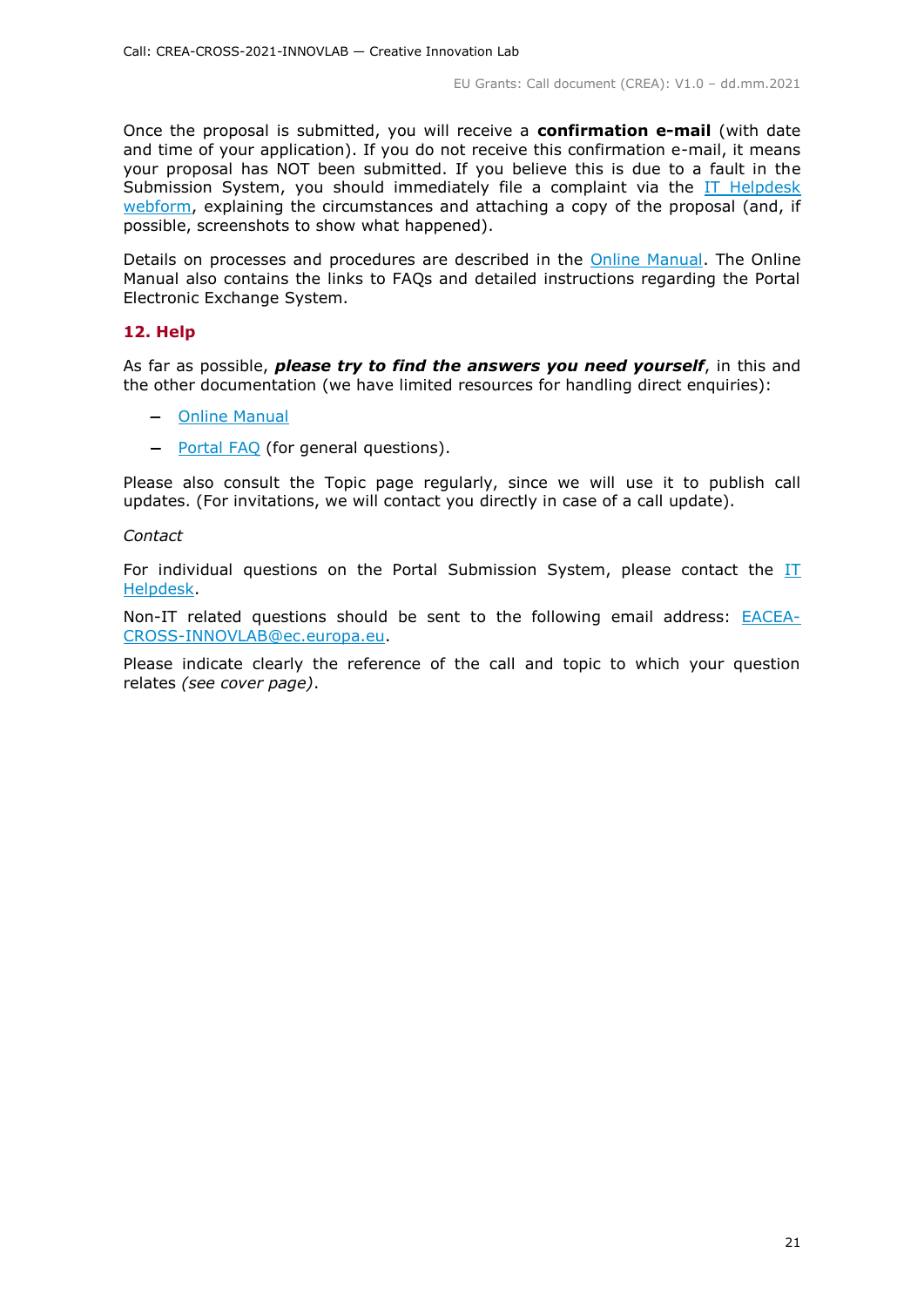Once the proposal is submitted, you will receive a **confirmation e-mail** (with date and time of your application). If you do not receive this confirmation e-mail, it means your proposal has NOT been submitted. If you believe this is due to a fault in the Submission System, you should immediately file a complaint via the [IT Helpdesk webform](), explaining the circumstances and attaching a copy of the proposal (and, if possible, screenshots to show what happened).

Details on processes and procedures are described in the [Online Manual](). The Online Manual also contains the links to FAQs and detailed instructions regarding the Portal Electronic Exchange System.

## 12. Help

As far as possible, ***please try to find the answers you need yourself***, in this and the other documentation (we have limited resources for handling direct enquiries):

- [Online Manual]()
- [Portal FAQ]() (for general questions).

Please also consult the Topic page regularly, since we will use it to publish call updates. (For invitations, we will contact you directly in case of a call update).

*Contact*

For individual questions on the Portal Submission System, please contact the [IT Helpdesk]().

Non-IT related questions should be sent to the following email address: [EACEA-CROSS-INNOVLAB@ec.europa.eu]().

Please indicate clearly the reference of the call and topic to which your question relates *(see cover page)*.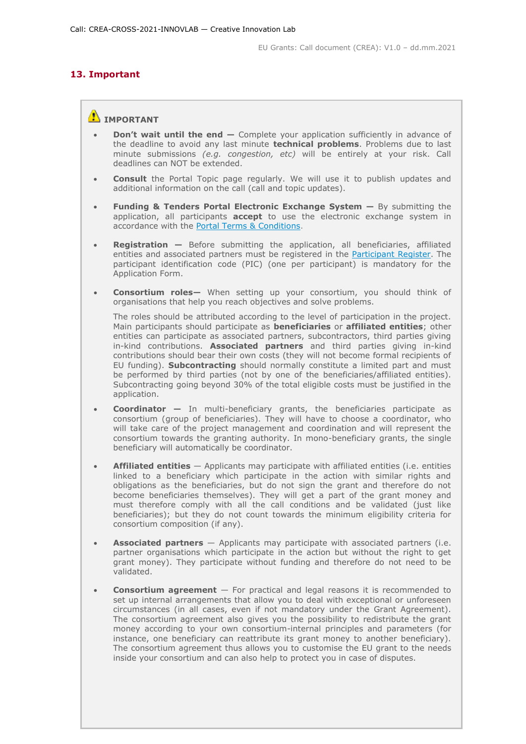## 13. Important

⚠ **IMPORTANT**

- **Don't wait until the end —** Complete your application sufficiently in advance of the deadline to avoid any last minute **technical problems**. Problems due to last minute submissions *(e.g. congestion, etc)* will be entirely at your risk. Call deadlines can NOT be extended.

- **Consult** the Portal Topic page regularly. We will use it to publish updates and additional information on the call (call and topic updates).

- **Funding & Tenders Portal Electronic Exchange System —** By submitting the application, all participants **accept** to use the electronic exchange system in accordance with the Portal Terms & Conditions.

- **Registration —** Before submitting the application, all beneficiaries, affiliated entities and associated partners must be registered in the Participant Register. The participant identification code (PIC) (one per participant) is mandatory for the Application Form.

- **Consortium roles—** When setting up your consortium, you should think of organisations that help you reach objectives and solve problems.

  The roles should be attributed according to the level of participation in the project. Main participants should participate as **beneficiaries** or **affiliated entities**; other entities can participate as associated partners, subcontractors, third parties giving in-kind contributions. **Associated partners** and third parties giving in-kind contributions should bear their own costs (they will not become formal recipients of EU funding). **Subcontracting** should normally constitute a limited part and must be performed by third parties (not by one of the beneficiaries/affiliated entities). Subcontracting going beyond 30% of the total eligible costs must be justified in the application.

- **Coordinator —** In multi-beneficiary grants, the beneficiaries participate as consortium (group of beneficiaries). They will have to choose a coordinator, who will take care of the project management and coordination and will represent the consortium towards the granting authority. In mono-beneficiary grants, the single beneficiary will automatically be coordinator.

- **Affiliated entities** — Applicants may participate with affiliated entities (i.e. entities linked to a beneficiary which participate in the action with similar rights and obligations as the beneficiaries, but do not sign the grant and therefore do not become beneficiaries themselves). They will get a part of the grant money and must therefore comply with all the call conditions and be validated (just like beneficiaries); but they do not count towards the minimum eligibility criteria for consortium composition (if any).

- **Associated partners** — Applicants may participate with associated partners (i.e. partner organisations which participate in the action but without the right to get grant money). They participate without funding and therefore do not need to be validated.

- **Consortium agreement** — For practical and legal reasons it is recommended to set up internal arrangements that allow you to deal with exceptional or unforeseen circumstances (in all cases, even if not mandatory under the Grant Agreement). The consortium agreement also gives you the possibility to redistribute the grant money according to your own consortium-internal principles and parameters (for instance, one beneficiary can reattribute its grant money to another beneficiary). The consortium agreement thus allows you to customise the EU grant to the needs inside your consortium and can also help to protect you in case of disputes.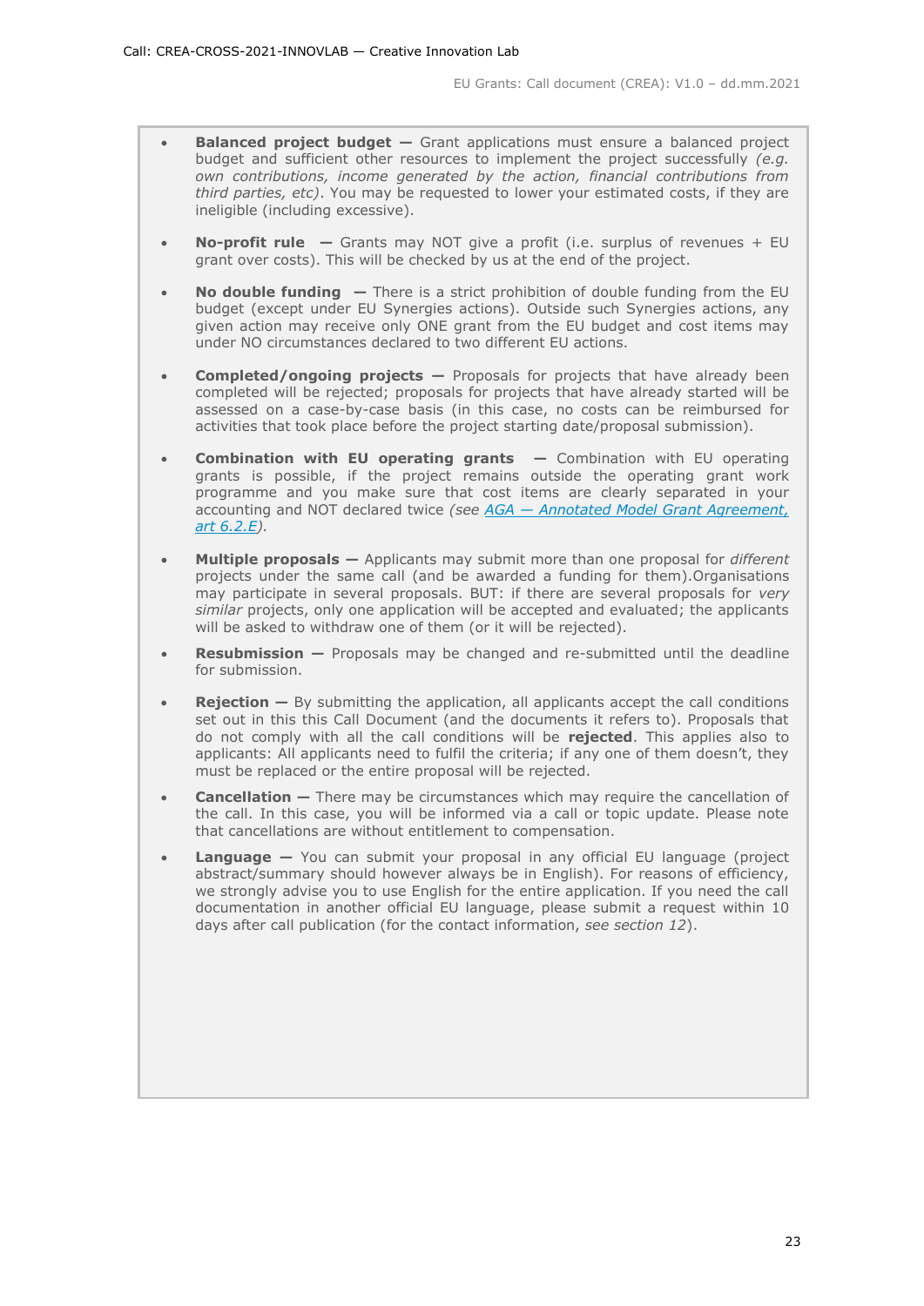- **Balanced project budget —** Grant applications must ensure a balanced project budget and sufficient other resources to implement the project successfully *(e.g. own contributions, income generated by the action, financial contributions from third parties, etc)*. You may be requested to lower your estimated costs, if they are ineligible (including excessive).

- **No-profit rule —** Grants may NOT give a profit (i.e. surplus of revenues + EU grant over costs). This will be checked by us at the end of the project.

- **No double funding —** There is a strict prohibition of double funding from the EU budget (except under EU Synergies actions). Outside such Synergies actions, any given action may receive only ONE grant from the EU budget and cost items may under NO circumstances declared to two different EU actions.

- **Completed/ongoing projects —** Proposals for projects that have already been completed will be rejected; proposals for projects that have already started will be assessed on a case-by-case basis (in this case, no costs can be reimbursed for activities that took place before the project starting date/proposal submission).

- **Combination with EU operating grants —** Combination with EU operating grants is possible, if the project remains outside the operating grant work programme and you make sure that cost items are clearly separated in your accounting and NOT declared twice *(see [AGA — Annotated Model Grant Agreement, art 6.2.E](AGA — Annotated Model Grant Agreement, art 6.2.E))*.

- **Multiple proposals —** Applicants may submit more than one proposal for *different* projects under the same call (and be awarded a funding for them).Organisations may participate in several proposals. BUT: if there are several proposals for *very similar* projects, only one application will be accepted and evaluated; the applicants will be asked to withdraw one of them (or it will be rejected).

- **Resubmission —** Proposals may be changed and re-submitted until the deadline for submission.

- **Rejection —** By submitting the application, all applicants accept the call conditions set out in this this Call Document (and the documents it refers to). Proposals that do not comply with all the call conditions will be **rejected**. This applies also to applicants: All applicants need to fulfil the criteria; if any one of them doesn't, they must be replaced or the entire proposal will be rejected.

- **Cancellation —** There may be circumstances which may require the cancellation of the call. In this case, you will be informed via a call or topic update. Please note that cancellations are without entitlement to compensation.

- **Language —** You can submit your proposal in any official EU language (project abstract/summary should however always be in English). For reasons of efficiency, we strongly advise you to use English for the entire application. If you need the call documentation in another official EU language, please submit a request within 10 days after call publication (for the contact information, *see section 12*).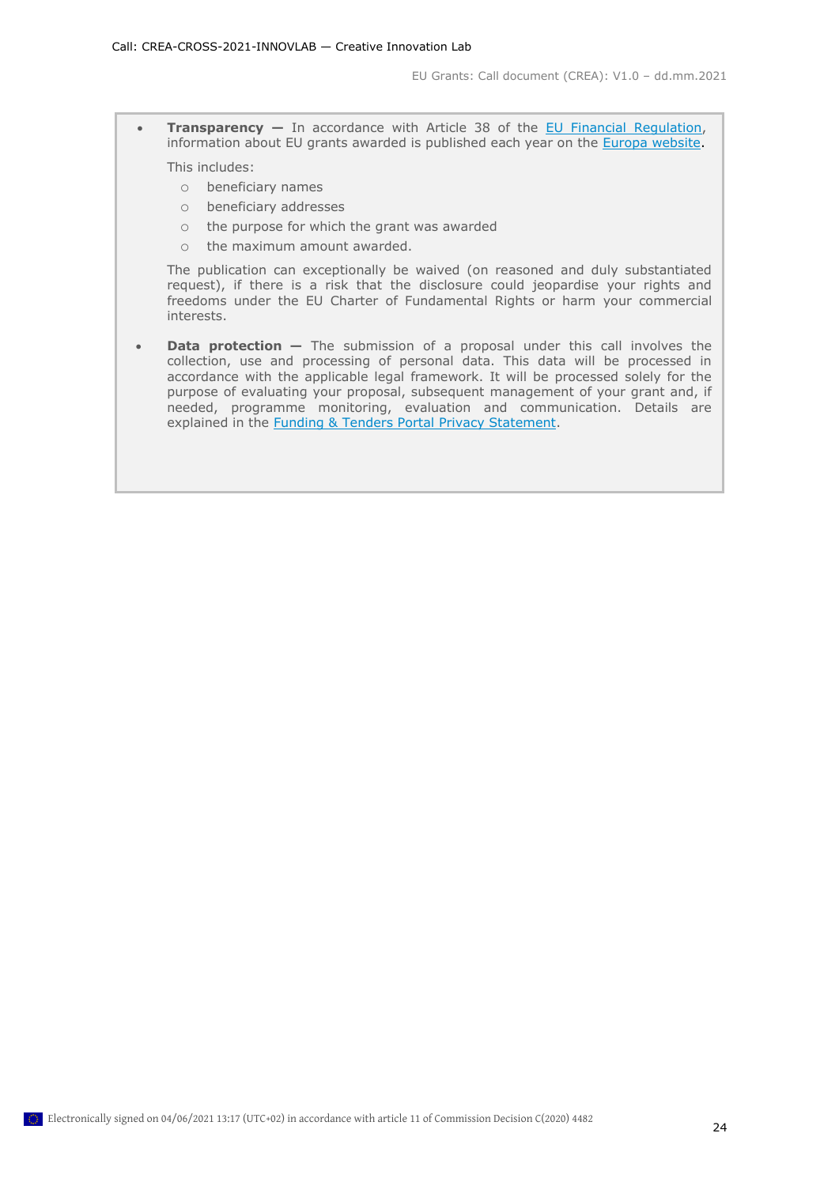- **Transparency —** In accordance with Article 38 of the EU Financial Regulation, information about EU grants awarded is published each year on the Europa website.

  This includes:

  - beneficiary names
  - beneficiary addresses
  - the purpose for which the grant was awarded
  - the maximum amount awarded.

  The publication can exceptionally be waived (on reasoned and duly substantiated request), if there is a risk that the disclosure could jeopardise your rights and freedoms under the EU Charter of Fundamental Rights or harm your commercial interests.

- **Data protection —** The submission of a proposal under this call involves the collection, use and processing of personal data. This data will be processed in accordance with the applicable legal framework. It will be processed solely for the purpose of evaluating your proposal, subsequent management of your grant and, if needed, programme monitoring, evaluation and communication. Details are explained in the Funding & Tenders Portal Privacy Statement.

Electronically signed on 04/06/2021 13:17 (UTC+02) in accordance with article 11 of Commission Decision C(2020) 4482